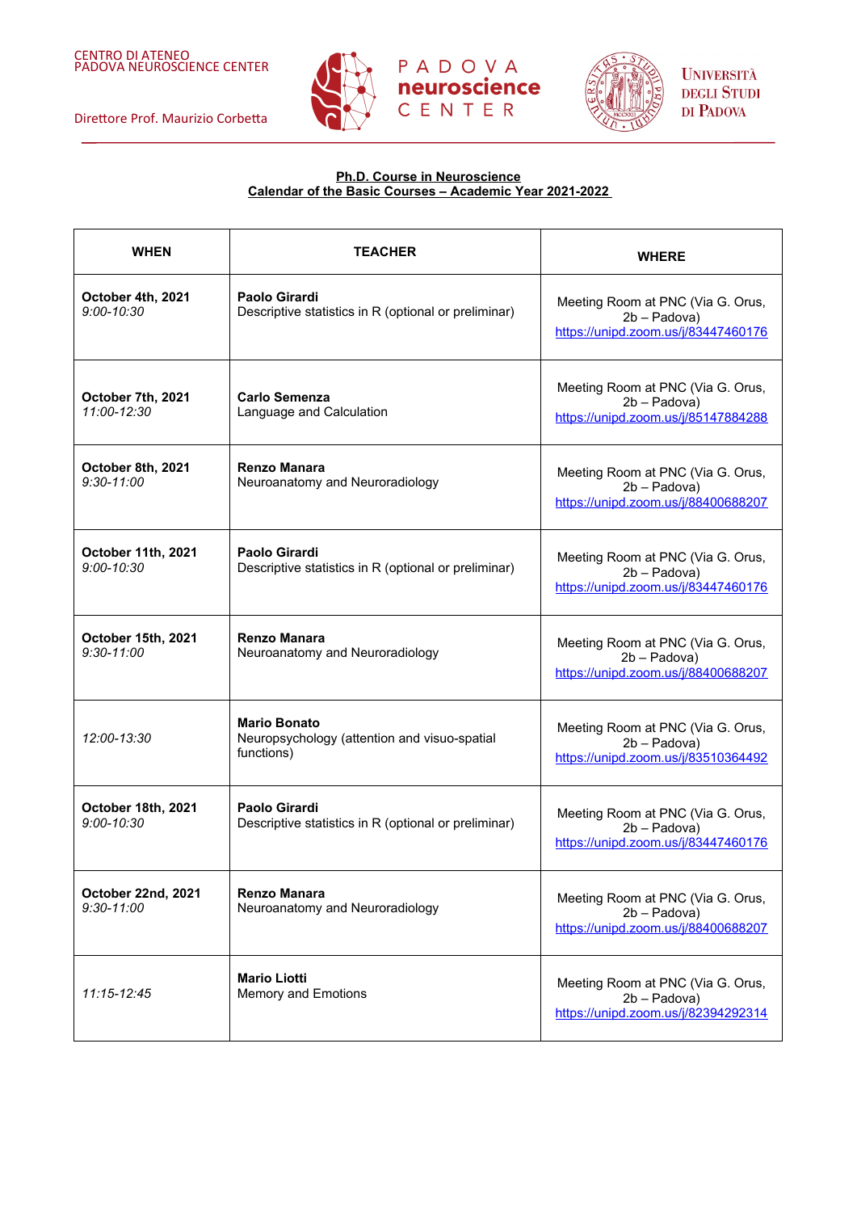CENTRO DI ATENEO
PADOVA NEUROSCIENCE CENTER

Direttore Prof. Maurizio Corbetta

PADOVA **neuroscience** CENTER

UNIVERSITÀ DEGLI STUDI DI PADOVA

**Ph.D. Course in Neuroscience**
**Calendar of the Basic Courses – Academic Year 2021-2022**

| WHEN | TEACHER | WHERE |
|---|---|---|
| **October 4th, 2021** *9:00-10:30* | **Paolo Girardi** Descriptive statistics in R (optional or preliminar) | Meeting Room at PNC (Via G. Orus, 2b – Padova) https://unipd.zoom.us/j/83447460176 |
| **October 7th, 2021** *11:00-12:30* | **Carlo Semenza** Language and Calculation | Meeting Room at PNC (Via G. Orus, 2b – Padova) https://unipd.zoom.us/j/85147884288 |
| **October 8th, 2021** *9:30-11:00* | **Renzo Manara** Neuroanatomy and Neuroradiology | Meeting Room at PNC (Via G. Orus, 2b – Padova) https://unipd.zoom.us/j/88400688207 |
| **October 11th, 2021** *9:00-10:30* | **Paolo Girardi** Descriptive statistics in R (optional or preliminar) | Meeting Room at PNC (Via G. Orus, 2b – Padova) https://unipd.zoom.us/j/83447460176 |
| **October 15th, 2021** *9:30-11:00* | **Renzo Manara** Neuroanatomy and Neuroradiology | Meeting Room at PNC (Via G. Orus, 2b – Padova) https://unipd.zoom.us/j/88400688207 |
| *12:00-13:30* | **Mario Bonato** Neuropsychology (attention and visuo-spatial functions) | Meeting Room at PNC (Via G. Orus, 2b – Padova) https://unipd.zoom.us/j/83510364492 |
| **October 18th, 2021** *9:00-10:30* | **Paolo Girardi** Descriptive statistics in R (optional or preliminar) | Meeting Room at PNC (Via G. Orus, 2b – Padova) https://unipd.zoom.us/j/83447460176 |
| **October 22nd, 2021** *9:30-11:00* | **Renzo Manara** Neuroanatomy and Neuroradiology | Meeting Room at PNC (Via G. Orus, 2b – Padova) https://unipd.zoom.us/j/88400688207 |
| *11:15-12:45* | **Mario Liotti** Memory and Emotions | Meeting Room at PNC (Via G. Orus, 2b – Padova) https://unipd.zoom.us/j/82394292314 |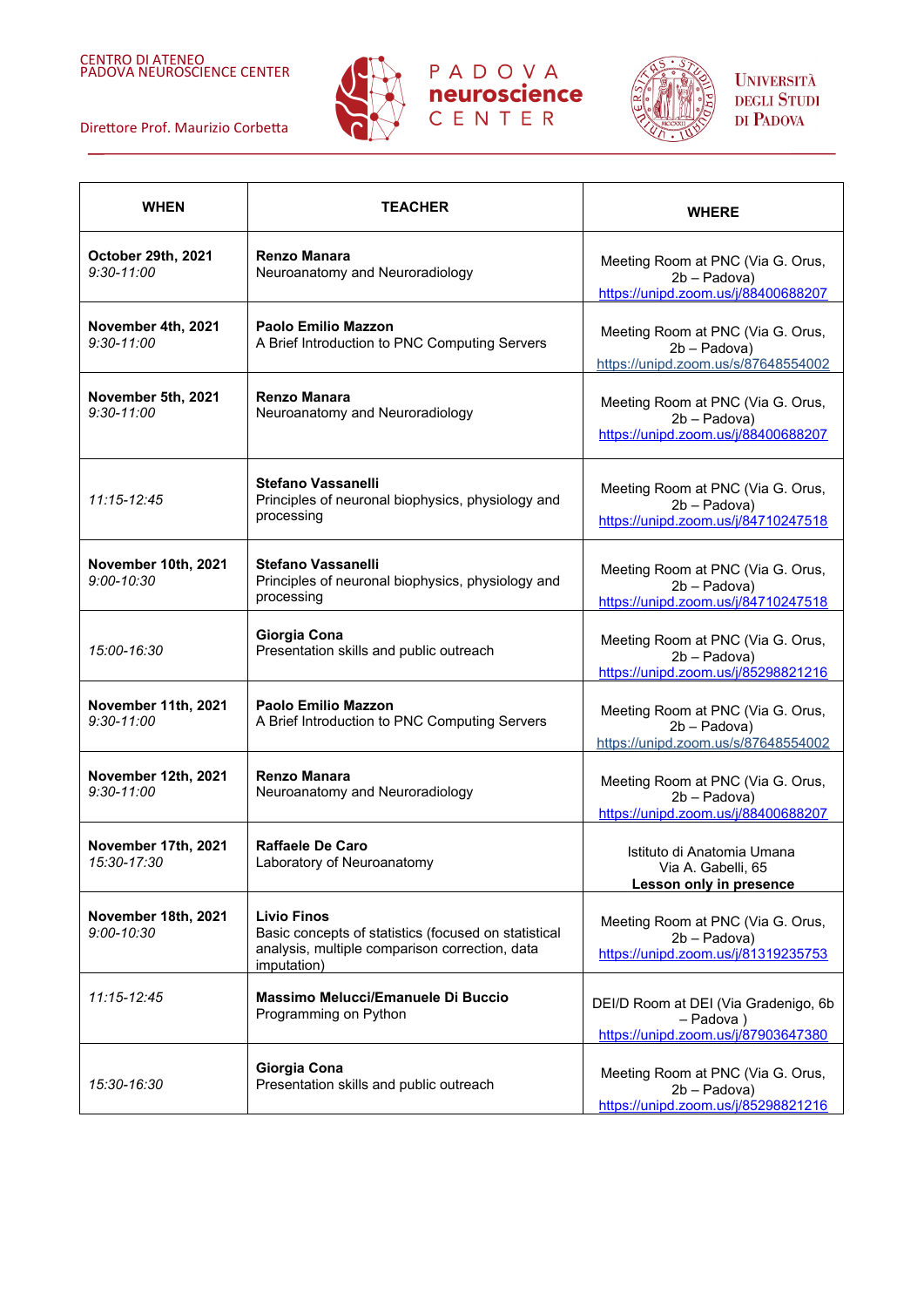| WHEN | TEACHER | WHERE |
|---|---|---|
| **October 29th, 2021** *9:30-11:00* | **Renzo Manara** Neuroanatomy and Neuroradiology | Meeting Room at PNC (Via G. Orus, 2b – Padova) https://unipd.zoom.us/j/88400688207 |
| **November 4th, 2021** *9:30-11:00* | **Paolo Emilio Mazzon** A Brief Introduction to PNC Computing Servers | Meeting Room at PNC (Via G. Orus, 2b – Padova) https://unipd.zoom.us/s/87648554002 |
| **November 5th, 2021** *9:30-11:00* | **Renzo Manara** Neuroanatomy and Neuroradiology | Meeting Room at PNC (Via G. Orus, 2b – Padova) https://unipd.zoom.us/j/88400688207 |
| *11:15-12:45* | **Stefano Vassanelli** Principles of neuronal biophysics, physiology and processing | Meeting Room at PNC (Via G. Orus, 2b – Padova) https://unipd.zoom.us/j/84710247518 |
| **November 10th, 2021** *9:00-10:30* | **Stefano Vassanelli** Principles of neuronal biophysics, physiology and processing | Meeting Room at PNC (Via G. Orus, 2b – Padova) https://unipd.zoom.us/j/84710247518 |
| *15:00-16:30* | **Giorgia Cona** Presentation skills and public outreach | Meeting Room at PNC (Via G. Orus, 2b – Padova) https://unipd.zoom.us/j/85298821216 |
| **November 11th, 2021** *9:30-11:00* | **Paolo Emilio Mazzon** A Brief Introduction to PNC Computing Servers | Meeting Room at PNC (Via G. Orus, 2b – Padova) https://unipd.zoom.us/s/87648554002 |
| **November 12th, 2021** *9:30-11:00* | **Renzo Manara** Neuroanatomy and Neuroradiology | Meeting Room at PNC (Via G. Orus, 2b – Padova) https://unipd.zoom.us/j/88400688207 |
| **November 17th, 2021** *15:30-17:30* | **Raffaele De Caro** Laboratory of Neuroanatomy | Istituto di Anatomia Umana Via A. Gabelli, 65 **Lesson only in presence** |
| **November 18th, 2021** *9:00-10:30* | **Livio Finos** Basic concepts of statistics (focused on statistical analysis, multiple comparison correction, data imputation) | Meeting Room at PNC (Via G. Orus, 2b – Padova) https://unipd.zoom.us/j/81319235753 |
| *11:15-12:45* | **Massimo Melucci/Emanuele Di Buccio** Programming on Python | DEI/D Room at DEI (Via Gradenigo, 6b – Padova ) https://unipd.zoom.us/j/87903647380 |
| *15:30-16:30* | **Giorgia Cona** Presentation skills and public outreach | Meeting Room at PNC (Via G. Orus, 2b – Padova) https://unipd.zoom.us/j/85298821216 |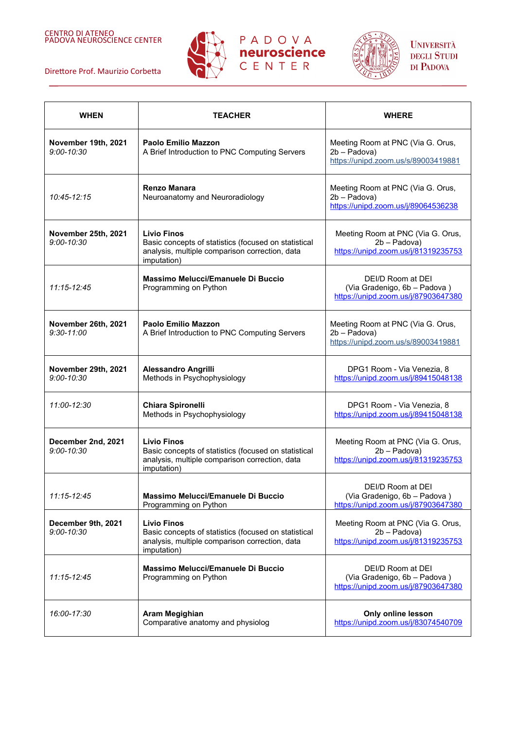CENTRO DI ATENEO
PADOVA NEUROSCIENCE CENTER

Direttore Prof. Maurizio Corbetta

PADOVA **neuroscience** CENTER

UNIVERSITÀ DEGLI STUDI DI PADOVA

| WHEN | TEACHER | WHERE |
|---|---|---|
| **November 19th, 2021** *9:00-10:30* | **Paolo Emilio Mazzon** A Brief Introduction to PNC Computing Servers | Meeting Room at PNC (Via G. Orus, 2b – Padova) https://unipd.zoom.us/s/89003419881 |
| *10:45-12:15* | **Renzo Manara** Neuroanatomy and Neuroradiology | Meeting Room at PNC (Via G. Orus, 2b – Padova) https://unipd.zoom.us/j/89064536238 |
| **November 25th, 2021** *9:00-10:30* | **Livio Finos** Basic concepts of statistics (focused on statistical analysis, multiple comparison correction, data imputation) | Meeting Room at PNC (Via G. Orus, 2b – Padova) https://unipd.zoom.us/j/81319235753 |
| *11:15-12:45* | **Massimo Melucci/Emanuele Di Buccio** Programming on Python | DEI/D Room at DEI (Via Gradenigo, 6b – Padova ) https://unipd.zoom.us/j/87903647380 |
| **November 26th, 2021** *9:30-11:00* | **Paolo Emilio Mazzon** A Brief Introduction to PNC Computing Servers | Meeting Room at PNC (Via G. Orus, 2b – Padova) https://unipd.zoom.us/s/89003419881 |
| **November 29th, 2021** *9:00-10:30* | **Alessandro Angrilli** Methods in Psychophysiology | DPG1 Room - Via Venezia, 8 https://unipd.zoom.us/j/89415048138 |
| *11:00-12:30* | **Chiara Spironelli** Methods in Psychophysiology | DPG1 Room - Via Venezia, 8 https://unipd.zoom.us/j/89415048138 |
| **December 2nd, 2021** *9:00-10:30* | **Livio Finos** Basic concepts of statistics (focused on statistical analysis, multiple comparison correction, data imputation) | Meeting Room at PNC (Via G. Orus, 2b – Padova) https://unipd.zoom.us/j/81319235753 |
| *11:15-12:45* | **Massimo Melucci/Emanuele Di Buccio** Programming on Python | DEI/D Room at DEI (Via Gradenigo, 6b – Padova ) https://unipd.zoom.us/j/87903647380 |
| **December 9th, 2021** *9:00-10:30* | **Livio Finos** Basic concepts of statistics (focused on statistical analysis, multiple comparison correction, data imputation) | Meeting Room at PNC (Via G. Orus, 2b – Padova) https://unipd.zoom.us/j/81319235753 |
| *11:15-12:45* | **Massimo Melucci/Emanuele Di Buccio** Programming on Python | DEI/D Room at DEI (Via Gradenigo, 6b – Padova ) https://unipd.zoom.us/j/87903647380 |
| *16:00-17:30* | **Aram Megighian** Comparative anatomy and physiolog | **Only online lesson** https://unipd.zoom.us/j/83074540709 |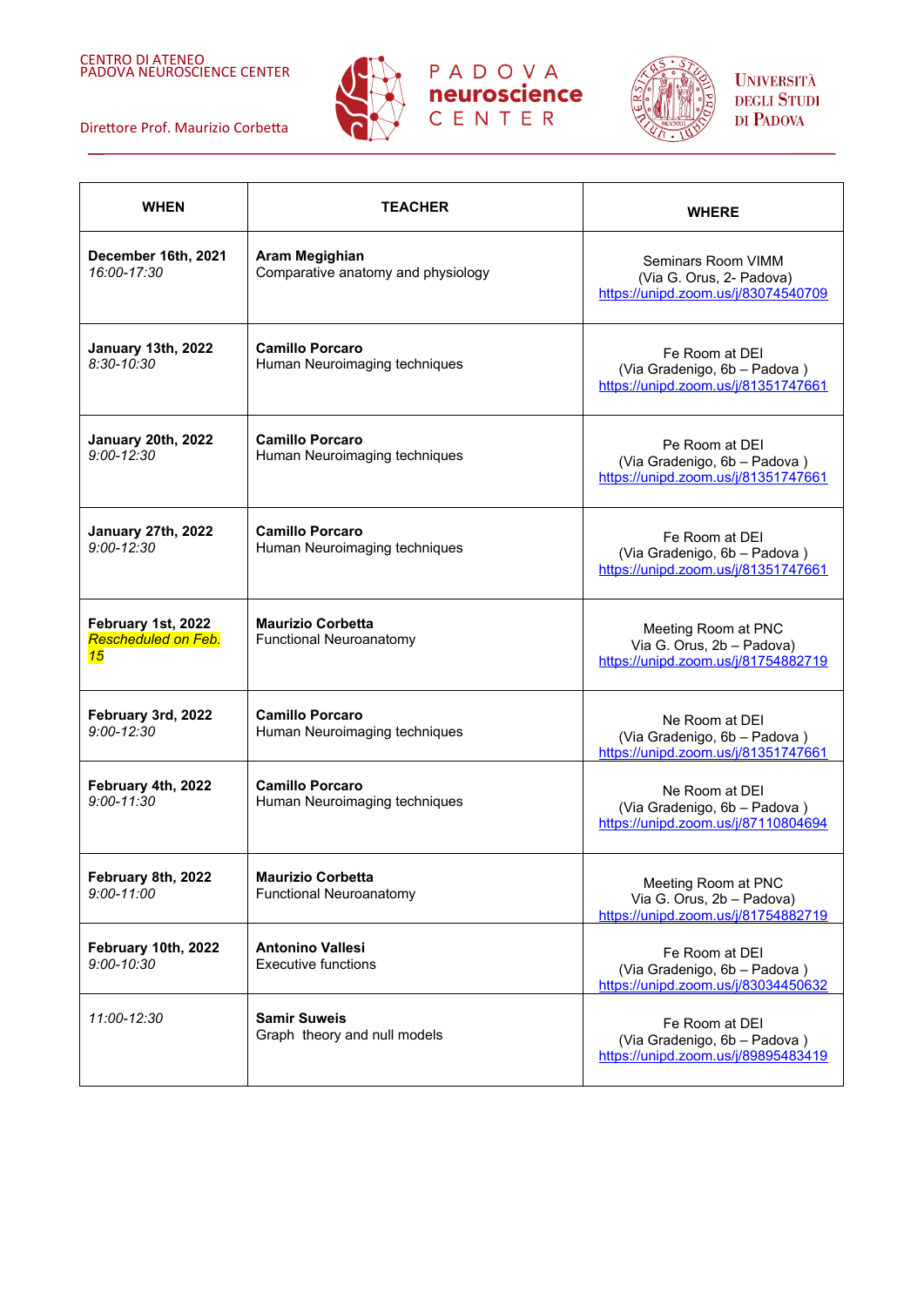CENTRO DI ATENEO
PADOVA NEUROSCIENCE CENTER

Direttore Prof. Maurizio Corbetta

PADOVA **neuroscience** CENTER

UNIVERSITÀ DEGLI STUDI DI PADOVA

| WHEN | TEACHER | WHERE |
|---|---|---|
| **December 16th, 2021** *16:00-17:30* | **Aram Megighian** Comparative anatomy and physiology | Seminars Room VIMM (Via G. Orus, 2- Padova) https://unipd.zoom.us/j/83074540709 |
| **January 13th, 2022** *8:30-10:30* | **Camillo Porcaro** Human Neuroimaging techniques | Fe Room at DEI (Via Gradenigo, 6b – Padova ) https://unipd.zoom.us/j/81351747661 |
| **January 20th, 2022** *9:00-12:30* | **Camillo Porcaro** Human Neuroimaging techniques | Pe Room at DEI (Via Gradenigo, 6b – Padova ) https://unipd.zoom.us/j/81351747661 |
| **January 27th, 2022** *9:00-12:30* | **Camillo Porcaro** Human Neuroimaging techniques | Fe Room at DEI (Via Gradenigo, 6b – Padova ) https://unipd.zoom.us/j/81351747661 |
| **February 1st, 2022** *Rescheduled on Feb. 15* | **Maurizio Corbetta** Functional Neuroanatomy | Meeting Room at PNC Via G. Orus, 2b – Padova) https://unipd.zoom.us/j/81754882719 |
| **February 3rd, 2022** *9:00-12:30* | **Camillo Porcaro** Human Neuroimaging techniques | Ne Room at DEI (Via Gradenigo, 6b – Padova ) https://unipd.zoom.us/j/81351747661 |
| **February 4th, 2022** *9:00-11:30* | **Camillo Porcaro** Human Neuroimaging techniques | Ne Room at DEI (Via Gradenigo, 6b – Padova ) https://unipd.zoom.us/j/87110804694 |
| **February 8th, 2022** *9:00-11:00* | **Maurizio Corbetta** Functional Neuroanatomy | Meeting Room at PNC Via G. Orus, 2b – Padova) https://unipd.zoom.us/j/81754882719 |
| **February 10th, 2022** *9:00-10:30* | **Antonino Vallesi** Executive functions | Fe Room at DEI (Via Gradenigo, 6b – Padova ) https://unipd.zoom.us/j/83034450632 |
| *11:00-12:30* | **Samir Suweis** Graph theory and null models | Fe Room at DEI (Via Gradenigo, 6b – Padova ) https://unipd.zoom.us/j/89895483419 |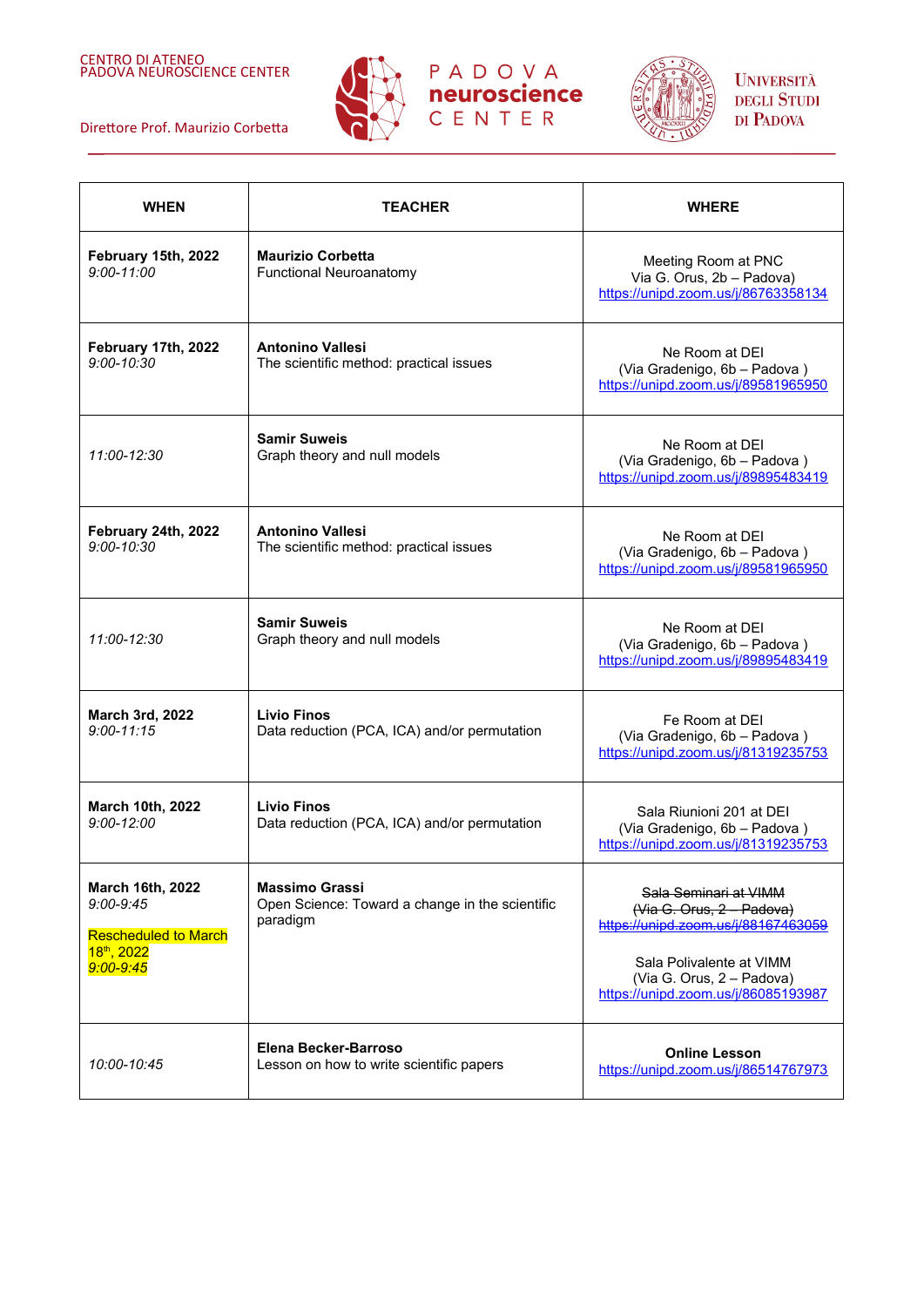CENTRO DI ATENEO
PADOVA NEUROSCIENCE CENTER

Direttore Prof. Maurizio Corbetta

PADOVA **neuroscience** CENTER

UNIVERSITÀ DEGLI STUDI DI PADOVA

| WHEN | TEACHER | WHERE |
|---|---|---|
| **February 15th, 2022** *9:00-11:00* | **Maurizio Corbetta** Functional Neuroanatomy | Meeting Room at PNC Via G. Orus, 2b – Padova) https://unipd.zoom.us/j/86763358134 |
| **February 17th, 2022** *9:00-10:30* | **Antonino Vallesi** The scientific method: practical issues | Ne Room at DEI (Via Gradenigo, 6b – Padova ) https://unipd.zoom.us/j/89581965950 |
| *11:00-12:30* | **Samir Suweis** Graph theory and null models | Ne Room at DEI (Via Gradenigo, 6b – Padova ) https://unipd.zoom.us/j/89895483419 |
| **February 24th, 2022** *9:00-10:30* | **Antonino Vallesi** The scientific method: practical issues | Ne Room at DEI (Via Gradenigo, 6b – Padova ) https://unipd.zoom.us/j/89581965950 |
| *11:00-12:30* | **Samir Suweis** Graph theory and null models | Ne Room at DEI (Via Gradenigo, 6b – Padova ) https://unipd.zoom.us/j/89895483419 |
| **March 3rd, 2022** *9:00-11:15* | **Livio Finos** Data reduction (PCA, ICA) and/or permutation | Fe Room at DEI (Via Gradenigo, 6b – Padova ) https://unipd.zoom.us/j/81319235753 |
| **March 10th, 2022** *9:00-12:00* | **Livio Finos** Data reduction (PCA, ICA) and/or permutation | Sala Riunioni 201 at DEI (Via Gradenigo, 6b – Padova ) https://unipd.zoom.us/j/81319235753 |
| **March 16th, 2022** *9:00-9:45* Rescheduled to March 18th, 2022 *9:00-9:45* | **Massimo Grassi** Open Science: Toward a change in the scientific paradigm | ~~Sala Seminari at VIMM (Via G. Orus, 2 – Padova) https://unipd.zoom.us/j/88167463059~~ Sala Polivalente at VIMM (Via G. Orus, 2 – Padova) https://unipd.zoom.us/j/86085193987 |
| *10:00-10:45* | **Elena Becker-Barroso** Lesson on how to write scientific papers | **Online Lesson** https://unipd.zoom.us/j/86514767973 |